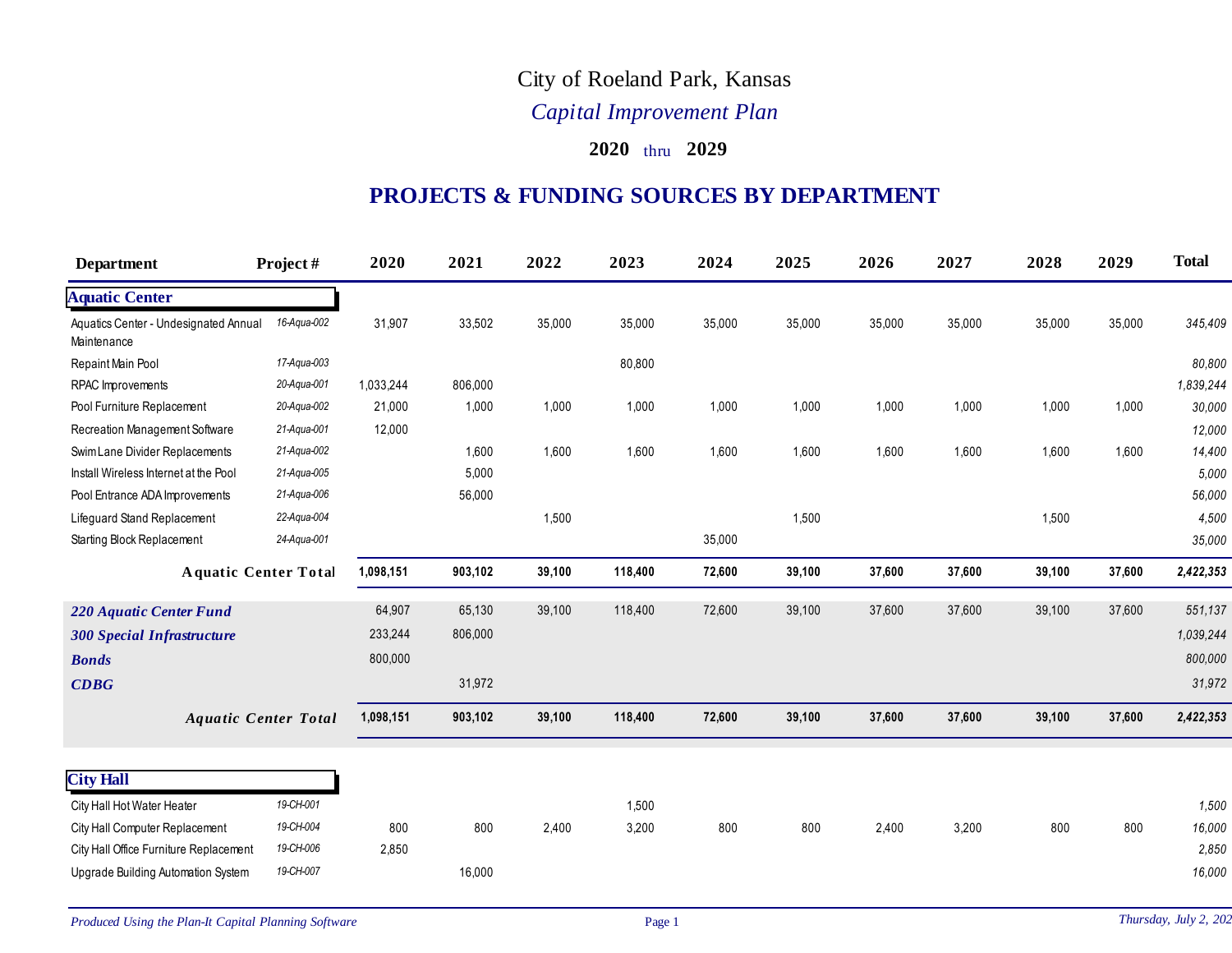# City of Roeland Park, Kansas

## *Capital Improvement Plan*

### 2020 thru 2029

## PROJECTS & FUNDING SOURCES BY DEPARTMENT

| Department | Project # | 2020 | 2021 | 2022 | 2023 | 2024 | 2025 | 2026 | 2027 | 2028 | 2029 | Total |
|---|---|---|---|---|---|---|---|---|---|---|---|---|
| **Aquatic Center** | | | | | | | | | | | | |
| Aquatics Center - Undesignated Annual Maintenance | 16-Aqua-002 | 31,907 | 33,502 | 35,000 | 35,000 | 35,000 | 35,000 | 35,000 | 35,000 | 35,000 | 35,000 | *345,409* |
| Repaint Main Pool | 17-Aqua-003 | | | | 80,800 | | | | | | | *80,800* |
| RPAC Improvements | 20-Aqua-001 | 1,033,244 | 806,000 | | | | | | | | | *1,839,244* |
| Pool Furniture Replacement | 20-Aqua-002 | 21,000 | 1,000 | 1,000 | 1,000 | 1,000 | 1,000 | 1,000 | 1,000 | 1,000 | 1,000 | *30,000* |
| Recreation Management Software | 21-Aqua-001 | 12,000 | | | | | | | | | | *12,000* |
| Swim Lane Divider Replacements | 21-Aqua-002 | | 1,600 | 1,600 | 1,600 | 1,600 | 1,600 | 1,600 | 1,600 | 1,600 | 1,600 | *14,400* |
| Install Wireless Internet at the Pool | 21-Aqua-005 | | 5,000 | | | | | | | | | *5,000* |
| Pool Entrance ADA Improvements | 21-Aqua-006 | | 56,000 | | | | | | | | | *56,000* |
| Lifeguard Stand Replacement | 22-Aqua-004 | | | 1,500 | | | 1,500 | | | 1,500 | | *4,500* |
| Starting Block Replacement | 24-Aqua-001 | | | | | 35,000 | | | | | | *35,000* |
| **Aquatic Center Total** | | **1,098,151** | **903,102** | **39,100** | **118,400** | **72,600** | **39,100** | **37,600** | **37,600** | **39,100** | **37,600** | ***2,422,353*** |
| ***220 Aquatic Center Fund*** | | 64,907 | 65,130 | 39,100 | 118,400 | 72,600 | 39,100 | 37,600 | 37,600 | 39,100 | 37,600 | *551,137* |
| ***300 Special Infrastructure*** | | 233,244 | 806,000 | | | | | | | | | *1,039,244* |
| ***Bonds*** | | 800,000 | | | | | | | | | | *800,000* |
| ***CDBG*** | | | 31,972 | | | | | | | | | *31,972* |
| ***Aquatic Center Total*** | | **1,098,151** | **903,102** | **39,100** | **118,400** | **72,600** | **39,100** | **37,600** | **37,600** | **39,100** | **37,600** | ***2,422,353*** |
| **City Hall** | | | | | | | | | | | | |
| City Hall Hot Water Heater | 19-CH-001 | | | | 1,500 | | | | | | | *1,500* |
| City Hall Computer Replacement | 19-CH-004 | 800 | 800 | 2,400 | 3,200 | 800 | 800 | 2,400 | 3,200 | 800 | 800 | *16,000* |
| City Hall Office Furniture Replacement | 19-CH-006 | 2,850 | | | | | | | | | | *2,850* |
| Upgrade Building Automation System | 19-CH-007 | | 16,000 | | | | | | | | | *16,000* |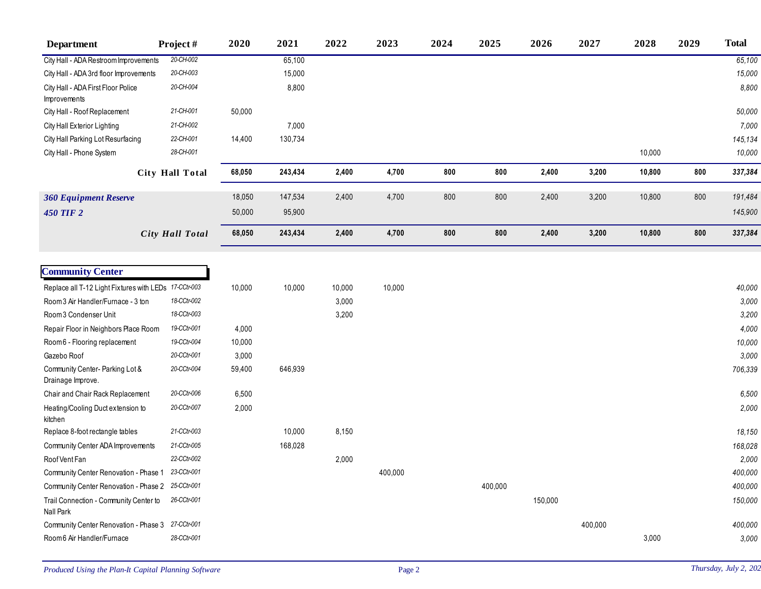| Department | Project # | 2020 | 2021 | 2022 | 2023 | 2024 | 2025 | 2026 | 2027 | 2028 | 2029 | Total |
|---|---|---|---|---|---|---|---|---|---|---|---|---|
| City Hall - ADA Restroom Improvements | 20-CH-002 | | 65,100 | | | | | | | | | 65,100 |
| City Hall - ADA 3rd floor Improvements | 20-CH-003 | | 15,000 | | | | | | | | | 15,000 |
| City Hall - ADA First Floor Police Improvements | 20-CH-004 | | 8,800 | | | | | | | | | 8,800 |
| City Hall - Roof Replacement | 21-CH-001 | 50,000 | | | | | | | | | | 50,000 |
| City Hall Exterior Lighting | 21-CH-002 | | 7,000 | | | | | | | | | 7,000 |
| City Hall Parking Lot Resurfacing | 22-CH-001 | 14,400 | 130,734 | | | | | | | | | 145,134 |
| City Hall - Phone System | 28-CH-001 | | | | | | | | | 10,000 | | 10,000 |
| **City Hall Total** | | **68,050** | **243,434** | **2,400** | **4,700** | **800** | **800** | **2,400** | **3,200** | **10,800** | **800** | **337,384** |
| **360 Equipment Reserve** | | 18,050 | 147,534 | 2,400 | 4,700 | 800 | 800 | 2,400 | 3,200 | 10,800 | 800 | 191,484 |
| **450 TIF 2** | | 50,000 | 95,900 | | | | | | | | | 145,900 |
| ***City Hall Total*** | | **68,050** | **243,434** | **2,400** | **4,700** | **800** | **800** | **2,400** | **3,200** | **10,800** | **800** | **337,384** |

## Community Center

| Department | Project # | 2020 | 2021 | 2022 | 2023 | 2024 | 2025 | 2026 | 2027 | 2028 | 2029 | Total |
|---|---|---|---|---|---|---|---|---|---|---|---|---|
| Replace all T-12 Light Fixtures with LEDs | 17-CCtr-003 | 10,000 | 10,000 | 10,000 | 10,000 | | | | | | | 40,000 |
| Room 3 Air Handler/Furnace - 3 ton | 18-CCtr-002 | | | 3,000 | | | | | | | | 3,000 |
| Room 3 Condenser Unit | 18-CCtr-003 | | | 3,200 | | | | | | | | 3,200 |
| Repair Floor in Neighbors Place Room | 19-CCtr-001 | 4,000 | | | | | | | | | | 4,000 |
| Room 6 - Flooring replacement | 19-CCtr-004 | 10,000 | | | | | | | | | | 10,000 |
| Gazebo Roof | 20-CCtr-001 | 3,000 | | | | | | | | | | 3,000 |
| Community Center- Parking Lot & Drainage Improve. | 20-CCtr-004 | 59,400 | 646,939 | | | | | | | | | 706,339 |
| Chair and Chair Rack Replacement | 20-CCtr-006 | 6,500 | | | | | | | | | | 6,500 |
| Heating/Cooling Duct extension to kitchen | 20-CCtr-007 | 2,000 | | | | | | | | | | 2,000 |
| Replace 8-foot rectangle tables | 21-CCtr-003 | | 10,000 | 8,150 | | | | | | | | 18,150 |
| Community Center ADA Improvements | 21-CCtr-005 | | 168,028 | | | | | | | | | 168,028 |
| Roof Vent Fan | 22-CCtr-002 | | | 2,000 | | | | | | | | 2,000 |
| Community Center Renovation - Phase 1 | 23-CCtr-001 | | | | 400,000 | | | | | | | 400,000 |
| Community Center Renovation - Phase 2 | 25-CCtr-001 | | | | | | 400,000 | | | | | 400,000 |
| Trail Connection - Community Center to Nall Park | 26-CCtr-001 | | | | | | | 150,000 | | | | 150,000 |
| Community Center Renovation - Phase 3 | 27-CCtr-001 | | | | | | | | 400,000 | | | 400,000 |
| Room 6 Air Handler/Furnace | 28-CCtr-001 | | | | | | | | | 3,000 | | 3,000 |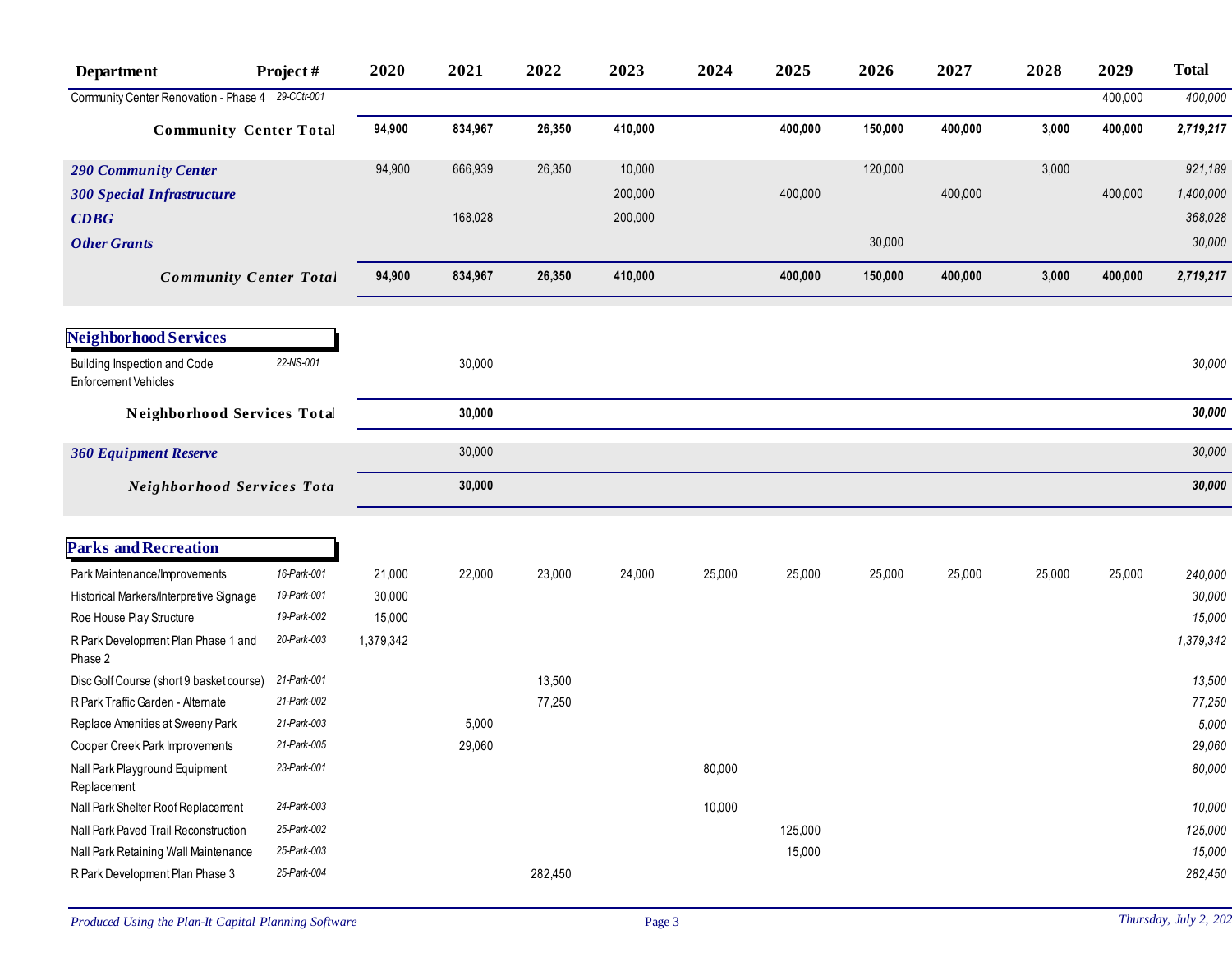| Department | Project # | 2020 | 2021 | 2022 | 2023 | 2024 | 2025 | 2026 | 2027 | 2028 | 2029 | Total |
|---|---|---|---|---|---|---|---|---|---|---|---|---|
| Community Center Renovation - Phase 4 | 29-CCtr-001 | | | | | | | | | | 400,000 | 400,000 |
| **Community Center Total** | | **94,900** | **834,967** | **26,350** | **410,000** | | **400,000** | **150,000** | **400,000** | **3,000** | **400,000** | **2,719,217** |
| *290 Community Center* | | 94,900 | 666,939 | 26,350 | 10,000 | | | 120,000 | | 3,000 | | 921,189 |
| *300 Special Infrastructure* | | | | | 200,000 | | 400,000 | | 400,000 | | 400,000 | 1,400,000 |
| *CDBG* | | | 168,028 | | 200,000 | | | | | | | 368,028 |
| *Other Grants* | | | | | | | | 30,000 | | | | 30,000 |
| ***Community Center Total*** | | **94,900** | **834,967** | **26,350** | **410,000** | | **400,000** | **150,000** | **400,000** | **3,000** | **400,000** | **2,719,217** |

## Neighborhood Services

| Department | Project # | 2020 | 2021 | 2022 | 2023 | 2024 | 2025 | 2026 | 2027 | 2028 | 2029 | Total |
|---|---|---|---|---|---|---|---|---|---|---|---|---|
| Building Inspection and Code Enforcement Vehicles | 22-NS-001 | | 30,000 | | | | | | | | | 30,000 |
| **Neighborhood Services Total** | | | **30,000** | | | | | | | | | **30,000** |
| *360 Equipment Reserve* | | | 30,000 | | | | | | | | | 30,000 |
| ***Neighborhood Services Total*** | | | **30,000** | | | | | | | | | **30,000** |

## Parks and Recreation

| Department | Project # | 2020 | 2021 | 2022 | 2023 | 2024 | 2025 | 2026 | 2027 | 2028 | 2029 | Total |
|---|---|---|---|---|---|---|---|---|---|---|---|---|
| Park Maintenance/Improvements | 16-Park-001 | 21,000 | 22,000 | 23,000 | 24,000 | 25,000 | 25,000 | 25,000 | 25,000 | 25,000 | 25,000 | 240,000 |
| Historical Markers/Interpretive Signage | 19-Park-001 | 30,000 | | | | | | | | | | 30,000 |
| Roe House Play Structure | 19-Park-002 | 15,000 | | | | | | | | | | 15,000 |
| R Park Development Plan Phase 1 and Phase 2 | 20-Park-003 | 1,379,342 | | | | | | | | | | 1,379,342 |
| Disc Golf Course (short 9 basket course) | 21-Park-001 | | | 13,500 | | | | | | | | 13,500 |
| R Park Traffic Garden - Alternate | 21-Park-002 | | | 77,250 | | | | | | | | 77,250 |
| Replace Amenities at Sweeny Park | 21-Park-003 | | 5,000 | | | | | | | | | 5,000 |
| Cooper Creek Park Improvements | 21-Park-005 | | 29,060 | | | | | | | | | 29,060 |
| Nall Park Playground Equipment Replacement | 23-Park-001 | | | | | 80,000 | | | | | | 80,000 |
| Nall Park Shelter Roof Replacement | 24-Park-003 | | | | | 10,000 | | | | | | 10,000 |
| Nall Park Paved Trail Reconstruction | 25-Park-002 | | | | | | 125,000 | | | | | 125,000 |
| Nall Park Retaining Wall Maintenance | 25-Park-003 | | | | | | 15,000 | | | | | 15,000 |
| R Park Development Plan Phase 3 | 25-Park-004 | | | 282,450 | | | | | | | | 282,450 |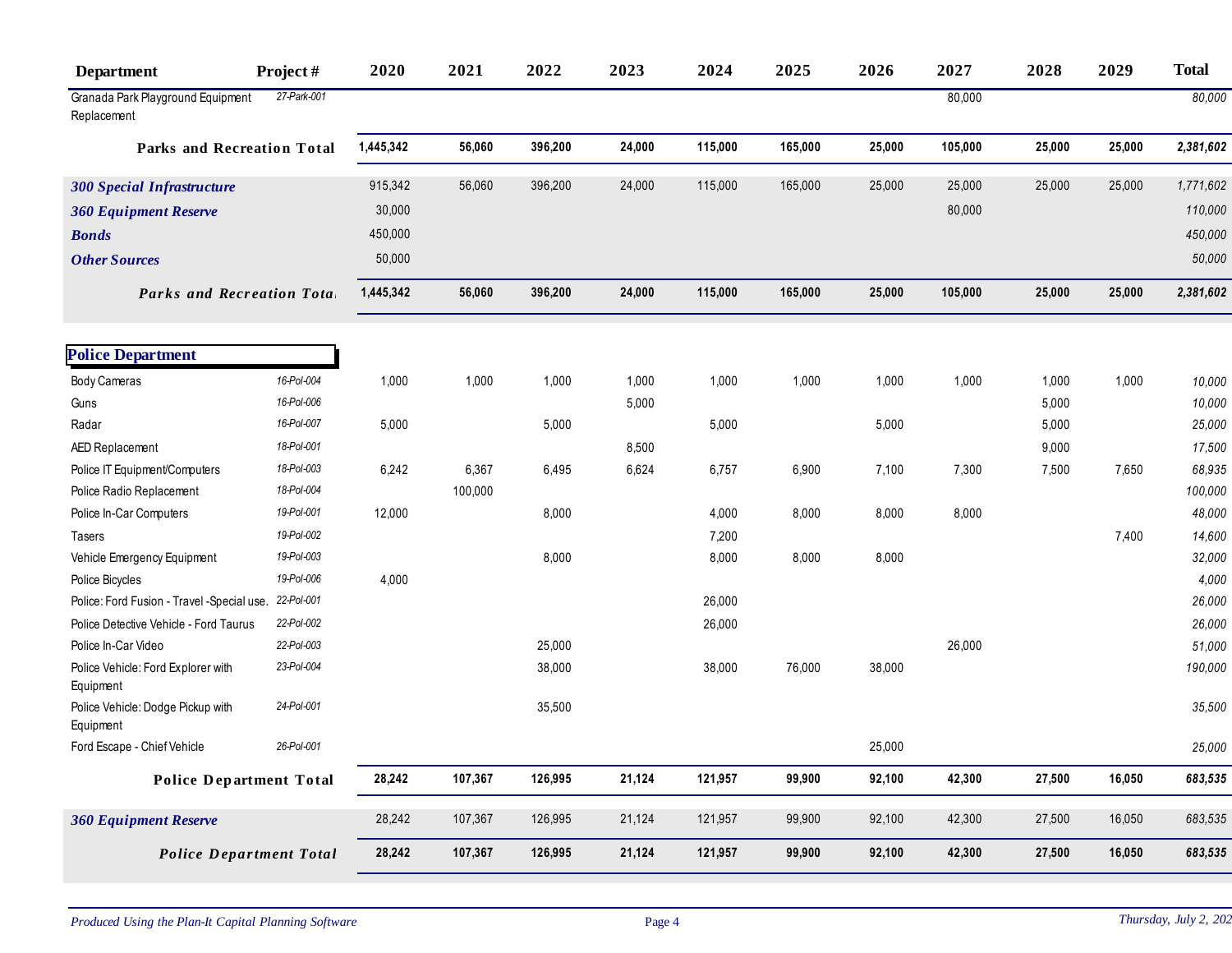| Department | Project # | 2020 | 2021 | 2022 | 2023 | 2024 | 2025 | 2026 | 2027 | 2028 | 2029 | Total |
|---|---|---|---|---|---|---|---|---|---|---|---|---|
| Granada Park Playground Equipment Replacement | 27-Park-001 | | | | | | | | 80,000 | | | 80,000 |
| **Parks and Recreation Total** | | **1,445,342** | **56,060** | **396,200** | **24,000** | **115,000** | **165,000** | **25,000** | **105,000** | **25,000** | **25,000** | **2,381,602** |
| ***300 Special Infrastructure*** | | 915,342 | 56,060 | 396,200 | 24,000 | 115,000 | 165,000 | 25,000 | 25,000 | 25,000 | 25,000 | 1,771,602 |
| ***360 Equipment Reserve*** | | 30,000 | | | | | | | 80,000 | | | 110,000 |
| ***Bonds*** | | 450,000 | | | | | | | | | | 450,000 |
| ***Other Sources*** | | 50,000 | | | | | | | | | | 50,000 |
| ***Parks and Recreation Total*** | | **1,445,342** | **56,060** | **396,200** | **24,000** | **115,000** | **165,000** | **25,000** | **105,000** | **25,000** | **25,000** | **2,381,602** |

| Department | Project # | 2020 | 2021 | 2022 | 2023 | 2024 | 2025 | 2026 | 2027 | 2028 | 2029 | Total |
|---|---|---|---|---|---|---|---|---|---|---|---|---|
| **Police Department** | | | | | | | | | | | | |
| Body Cameras | 16-Pol-004 | 1,000 | 1,000 | 1,000 | 1,000 | 1,000 | 1,000 | 1,000 | 1,000 | 1,000 | 1,000 | 10,000 |
| Guns | 16-Pol-006 | | | | 5,000 | | | | | 5,000 | | 10,000 |
| Radar | 16-Pol-007 | 5,000 | | 5,000 | | 5,000 | | 5,000 | | 5,000 | | 25,000 |
| AED Replacement | 18-Pol-001 | | | | 8,500 | | | | | 9,000 | | 17,500 |
| Police IT Equipment/Computers | 18-Pol-003 | 6,242 | 6,367 | 6,495 | 6,624 | 6,757 | 6,900 | 7,100 | 7,300 | 7,500 | 7,650 | 68,935 |
| Police Radio Replacement | 18-Pol-004 | | 100,000 | | | | | | | | | 100,000 |
| Police In-Car Computers | 19-Pol-001 | 12,000 | | 8,000 | | 4,000 | 8,000 | 8,000 | 8,000 | | | 48,000 |
| Tasers | 19-Pol-002 | | | | | 7,200 | | | | | 7,400 | 14,600 |
| Vehicle Emergency Equipment | 19-Pol-003 | | | 8,000 | | 8,000 | 8,000 | 8,000 | | | | 32,000 |
| Police Bicycles | 19-Pol-006 | 4,000 | | | | | | | | | | 4,000 |
| Police: Ford Fusion - Travel -Special use. | 22-Pol-001 | | | | | 26,000 | | | | | | 26,000 |
| Police Detective Vehicle - Ford Taurus | 22-Pol-002 | | | | | 26,000 | | | | | | 26,000 |
| Police In-Car Video | 22-Pol-003 | | | 25,000 | | | | | 26,000 | | | 51,000 |
| Police Vehicle: Ford Explorer with Equipment | 23-Pol-004 | | | 38,000 | | 38,000 | 76,000 | 38,000 | | | | 190,000 |
| Police Vehicle: Dodge Pickup with Equipment | 24-Pol-001 | | | 35,500 | | | | | | | | 35,500 |
| Ford Escape - Chief Vehicle | 26-Pol-001 | | | | | | | 25,000 | | | | 25,000 |
| **Police Department Total** | | **28,242** | **107,367** | **126,995** | **21,124** | **121,957** | **99,900** | **92,100** | **42,300** | **27,500** | **16,050** | **683,535** |
| ***360 Equipment Reserve*** | | 28,242 | 107,367 | 126,995 | 21,124 | 121,957 | 99,900 | 92,100 | 42,300 | 27,500 | 16,050 | 683,535 |
| ***Police Department Total*** | | **28,242** | **107,367** | **126,995** | **21,124** | **121,957** | **99,900** | **92,100** | **42,300** | **27,500** | **16,050** | **683,535** |

*Produced Using the Plan-It Capital Planning Software*

*Thursday, July 2, 202*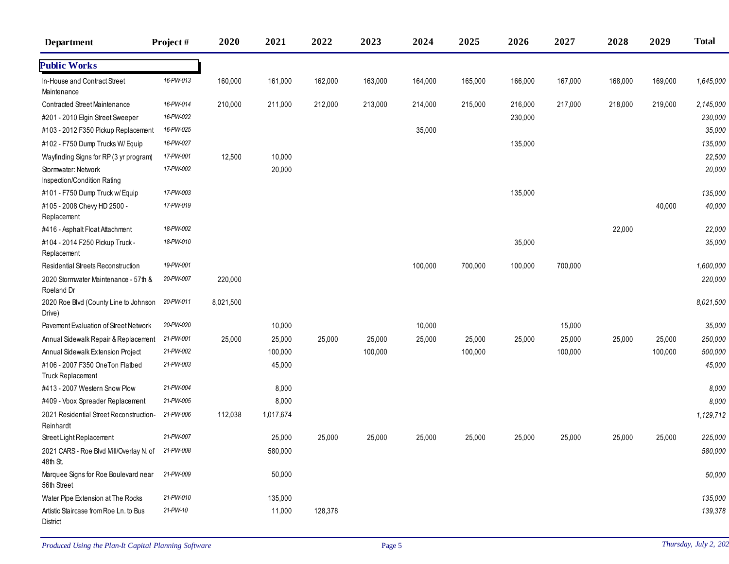| Department | Project # | 2020 | 2021 | 2022 | 2023 | 2024 | 2025 | 2026 | 2027 | 2028 | 2029 | Total |
|---|---|---|---|---|---|---|---|---|---|---|---|---|
| **Public Works** | | | | | | | | | | | | |
| In-House and Contract Street Maintenance | 16-PW-013 | 160,000 | 161,000 | 162,000 | 163,000 | 164,000 | 165,000 | 166,000 | 167,000 | 168,000 | 169,000 | 1,645,000 |
| Contracted Street Maintenance | 16-PW-014 | 210,000 | 211,000 | 212,000 | 213,000 | 214,000 | 215,000 | 216,000 | 217,000 | 218,000 | 219,000 | 2,145,000 |
| #201 - 2010 Elgin Street Sweeper | 16-PW-022 | | | | | | | 230,000 | | | | 230,000 |
| #103 - 2012 F350 Pickup Replacement | 16-PW-025 | | | | | 35,000 | | | | | | 35,000 |
| #102 - F750 Dump Trucks W/ Equip | 16-PW-027 | | | | | | | 135,000 | | | | 135,000 |
| Wayfinding Signs for RP (3 yr program) | 17-PW-001 | 12,500 | 10,000 | | | | | | | | | 22,500 |
| Stormwater: Network Inspection/Condition Rating | 17-PW-002 | | 20,000 | | | | | | | | | 20,000 |
| #101 - F750 Dump Truck w/ Equip | 17-PW-003 | | | | | | | 135,000 | | | | 135,000 |
| #105 - 2008 Chevy HD 2500 - Replacement | 17-PW-019 | | | | | | | | | | 40,000 | 40,000 |
| #416 - Asphalt Float Attachment | 18-PW-002 | | | | | | | | | 22,000 | | 22,000 |
| #104 - 2014 F250 Pickup Truck - Replacement | 18-PW-010 | | | | | | | 35,000 | | | | 35,000 |
| Residential Streets Reconstruction | 19-PW-001 | | | | | 100,000 | 700,000 | 100,000 | 700,000 | | | 1,600,000 |
| 2020 Stormwater Maintenance - 57th & Roeland Dr | 20-PW-007 | 220,000 | | | | | | | | | | 220,000 |
| 2020 Roe Blvd (County Line to Johnson Drive) | 20-PW-011 | 8,021,500 | | | | | | | | | | 8,021,500 |
| Pavement Evaluation of Street Network | 20-PW-020 | | 10,000 | | | 10,000 | | | 15,000 | | | 35,000 |
| Annual Sidewalk Repair & Replacement | 21-PW-001 | 25,000 | 25,000 | 25,000 | 25,000 | 25,000 | 25,000 | 25,000 | 25,000 | 25,000 | 25,000 | 250,000 |
| Annual Sidewalk Extension Project | 21-PW-002 | | 100,000 | | 100,000 | | 100,000 | | 100,000 | | 100,000 | 500,000 |
| #106 - 2007 F350 OneTon Flatbed Truck Replacement | 21-PW-003 | | 45,000 | | | | | | | | | 45,000 |
| #413 - 2007 Western Snow Plow | 21-PW-004 | | 8,000 | | | | | | | | | 8,000 |
| #409 - Vbox Spreader Replacement | 21-PW-005 | | 8,000 | | | | | | | | | 8,000 |
| 2021 Residential Street Reconstruction-Reinhardt | 21-PW-006 | 112,038 | 1,017,674 | | | | | | | | | 1,129,712 |
| Street Light Replacement | 21-PW-007 | | 25,000 | 25,000 | 25,000 | 25,000 | 25,000 | 25,000 | 25,000 | 25,000 | 25,000 | 225,000 |
| 2021 CARS - Roe Blvd Mill/Overlay N. of 48th St. | 21-PW-008 | | 580,000 | | | | | | | | | 580,000 |
| Marquee Signs for Roe Boulevard near 56th Street | 21-PW-009 | | 50,000 | | | | | | | | | 50,000 |
| Water Pipe Extension at The Rocks | 21-PW-010 | | 135,000 | | | | | | | | | 135,000 |
| Artistic Staircase from Roe Ln. to Bus District | 21-PW-10 | | 11,000 | 128,378 | | | | | | | | 139,378 |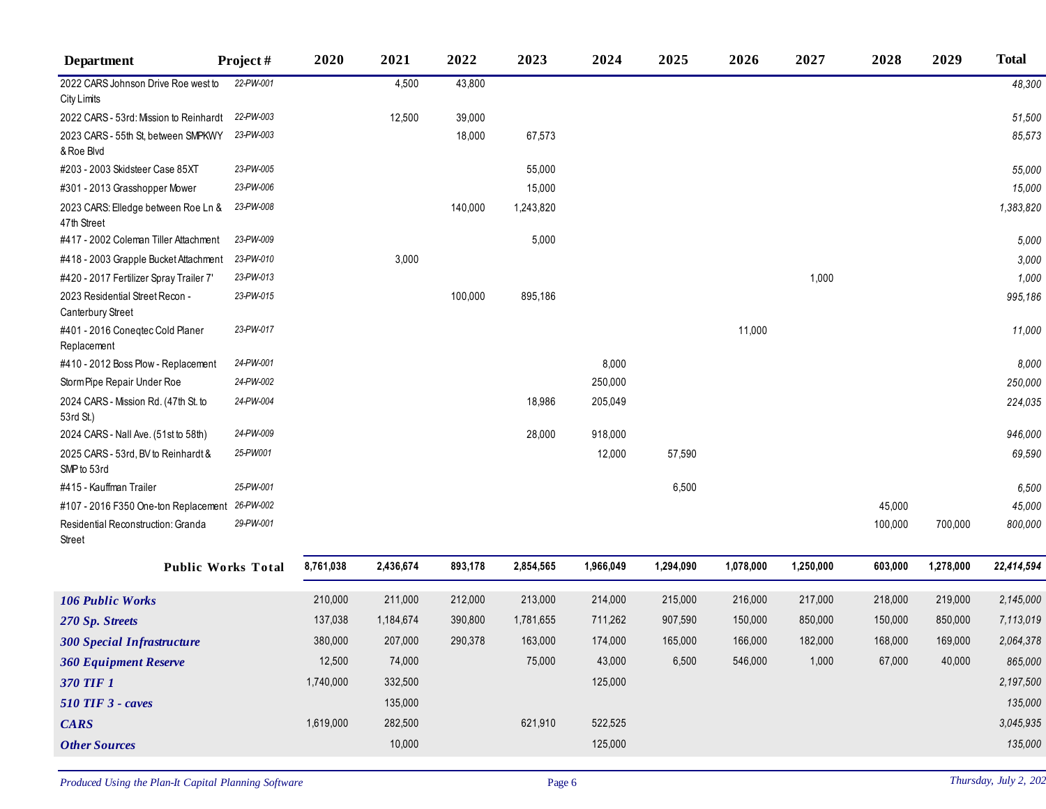| Department | Project # | 2020 | 2021 | 2022 | 2023 | 2024 | 2025 | 2026 | 2027 | 2028 | 2029 | Total |
|---|---|---|---|---|---|---|---|---|---|---|---|---|
| 2022 CARS Johnson Drive Roe west to City Limits | 22-PW-001 | | 4,500 | 43,800 | | | | | | | | *48,300* |
| 2022 CARS - 53rd: Mission to Reinhardt | 22-PW-003 | | 12,500 | 39,000 | | | | | | | | *51,500* |
| 2023 CARS - 55th St, between SMPKWY & Roe Blvd | 23-PW-003 | | | 18,000 | 67,573 | | | | | | | *85,573* |
| #203 - 2003 Skidsteer Case 85XT | 23-PW-005 | | | | 55,000 | | | | | | | *55,000* |
| #301 - 2013 Grasshopper Mower | 23-PW-006 | | | | 15,000 | | | | | | | *15,000* |
| 2023 CARS: Elledge between Roe Ln & 47th Street | 23-PW-008 | | | 140,000 | 1,243,820 | | | | | | | *1,383,820* |
| #417 - 2002 Coleman Tiller Attachment | 23-PW-009 | | | | 5,000 | | | | | | | *5,000* |
| #418 - 2003 Grapple Bucket Attachment | 23-PW-010 | | 3,000 | | | | | | | | | *3,000* |
| #420 - 2017 Fertilizer Spray Trailer 7' | 23-PW-013 | | | | | | | | 1,000 | | | *1,000* |
| 2023 Residential Street Recon - Canterbury Street | 23-PW-015 | | | 100,000 | 895,186 | | | | | | | *995,186* |
| #401 - 2016 Coneqtec Cold Planer Replacement | 23-PW-017 | | | | | | | 11,000 | | | | *11,000* |
| #410 - 2012 Boss Plow - Replacement | 24-PW-001 | | | | | 8,000 | | | | | | *8,000* |
| Storm Pipe Repair Under Roe | 24-PW-002 | | | | | 250,000 | | | | | | *250,000* |
| 2024 CARS - Mission Rd. (47th St. to 53rd St.) | 24-PW-004 | | | | 18,986 | 205,049 | | | | | | *224,035* |
| 2024 CARS - Nall Ave. (51st to 58th) | 24-PW-009 | | | | 28,000 | 918,000 | | | | | | *946,000* |
| 2025 CARS - 53rd, BV to Reinhardt & SMP to 53rd | 25-PW001 | | | | | 12,000 | 57,590 | | | | | *69,590* |
| #415 - Kauffman Trailer | 25-PW-001 | | | | | | 6,500 | | | | | *6,500* |
| #107 - 2016 F350 One-ton Replacement | 26-PW-002 | | | | | | | | | 45,000 | | *45,000* |
| Residential Reconstruction: Granda Street | 29-PW-001 | | | | | | | | | 100,000 | 700,000 | *800,000* |
| **Public Works Total** | | **8,761,038** | **2,436,674** | **893,178** | **2,854,565** | **1,966,049** | **1,294,090** | **1,078,000** | **1,250,000** | **603,000** | **1,278,000** | ***22,414,594*** |
| ***106 Public Works*** | | 210,000 | 211,000 | 212,000 | 213,000 | 214,000 | 215,000 | 216,000 | 217,000 | 218,000 | 219,000 | *2,145,000* |
| ***270 Sp. Streets*** | | 137,038 | 1,184,674 | 390,800 | 1,781,655 | 711,262 | 907,590 | 150,000 | 850,000 | 150,000 | 850,000 | *7,113,019* |
| ***300 Special Infrastructure*** | | 380,000 | 207,000 | 290,378 | 163,000 | 174,000 | 165,000 | 166,000 | 182,000 | 168,000 | 169,000 | *2,064,378* |
| ***360 Equipment Reserve*** | | 12,500 | 74,000 | | 75,000 | 43,000 | 6,500 | 546,000 | 1,000 | 67,000 | 40,000 | *865,000* |
| ***370 TIF 1*** | | 1,740,000 | 332,500 | | | 125,000 | | | | | | *2,197,500* |
| ***510 TIF 3 - caves*** | | | 135,000 | | | | | | | | | *135,000* |
| ***CARS*** | | 1,619,000 | 282,500 | | 621,910 | 522,525 | | | | | | *3,045,935* |
| ***Other Sources*** | | | 10,000 | | | 125,000 | | | | | | *135,000* |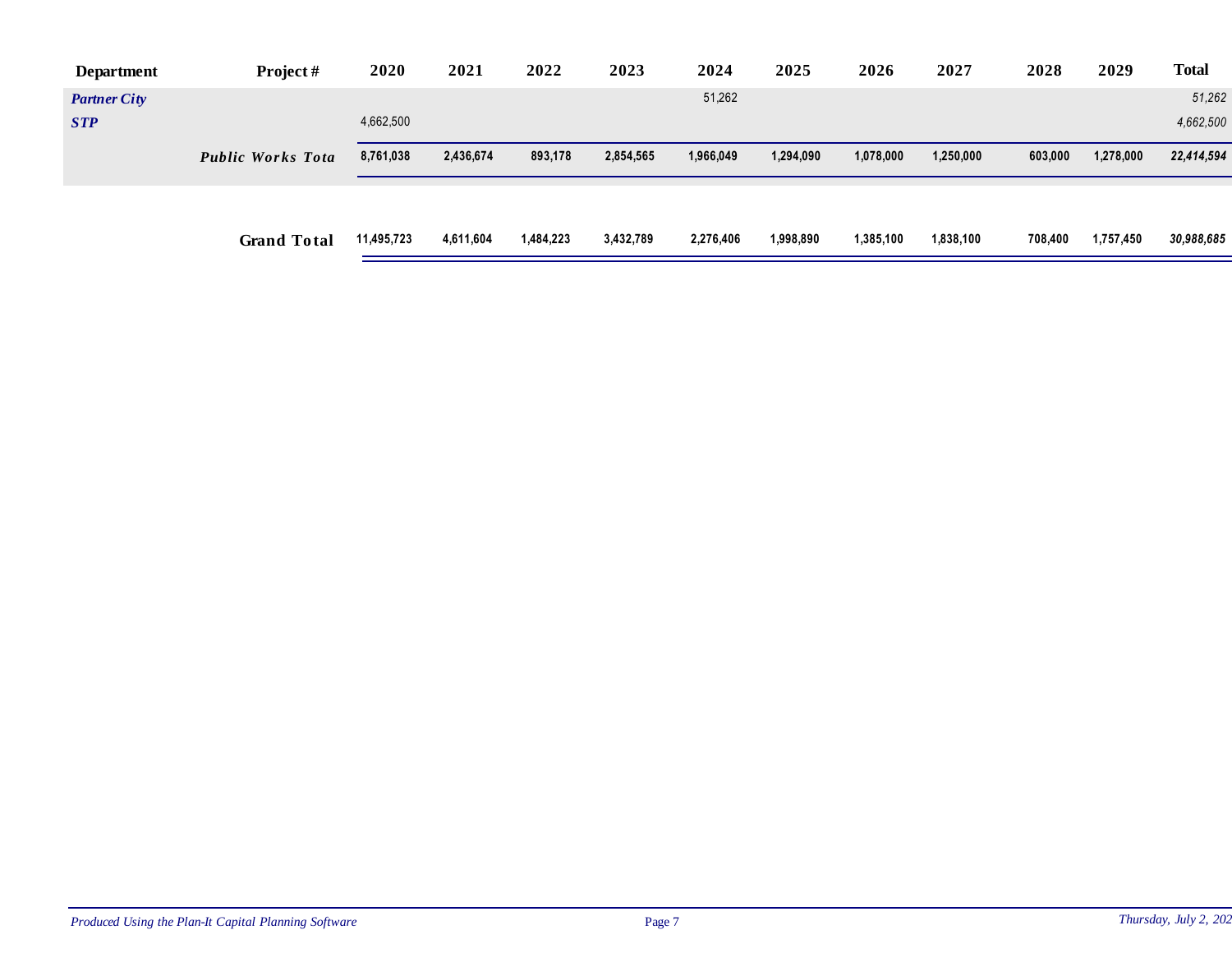| Department | Project # | 2020 | 2021 | 2022 | 2023 | 2024 | 2025 | 2026 | 2027 | 2028 | 2029 | Total |
|---|---|---|---|---|---|---|---|---|---|---|---|---|
| ***Partner City*** | | | | | | 51,262 | | | | | | *51,262* |
| ***STP*** | | 4,662,500 | | | | | | | | | | *4,662,500* |
| | ***Public Works Tota*** | **8,761,038** | **2,436,674** | **893,178** | **2,854,565** | **1,966,049** | **1,294,090** | **1,078,000** | **1,250,000** | **603,000** | **1,278,000** | ***22,414,594*** |
| | **Grand Total** | **11,495,723** | **4,611,604** | **1,484,223** | **3,432,789** | **2,276,406** | **1,998,890** | **1,385,100** | **1,838,100** | **708,400** | **1,757,450** | ***30,988,685*** |